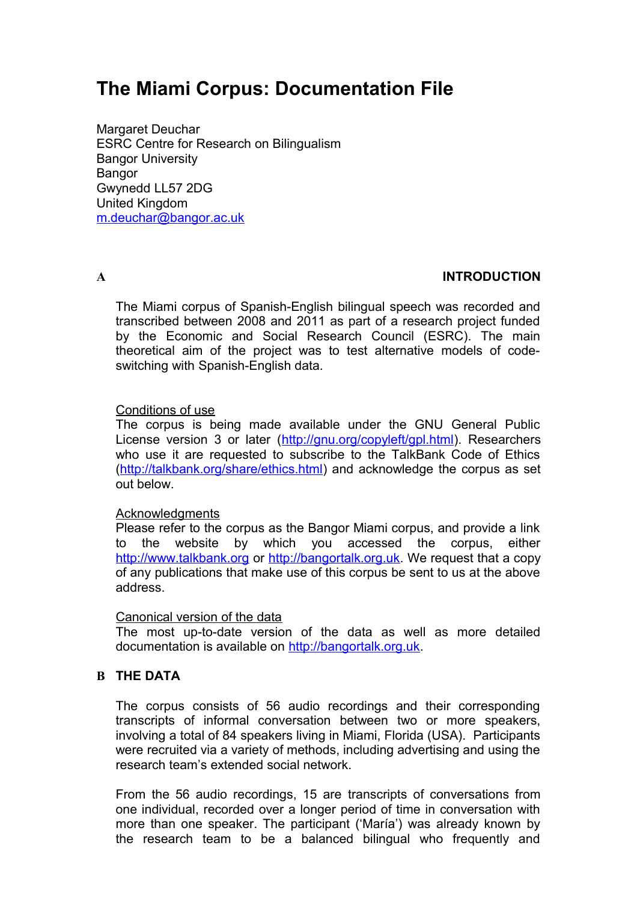# The Miami Corpus: Documentation File

Margaret Deuchar
ESRC Centre for Research on Bilingualism
Bangor University
Bangor
Gwynedd LL57 2DG
United Kingdom
m.deuchar@bangor.ac.uk

## A INTRODUCTION

The Miami corpus of Spanish-English bilingual speech was recorded and transcribed between 2008 and 2011 as part of a research project funded by the Economic and Social Research Council (ESRC). The main theoretical aim of the project was to test alternative models of code-switching with Spanish-English data.

### Conditions of use

The corpus is being made available under the GNU General Public License version 3 or later (http://gnu.org/copyleft/gpl.html). Researchers who use it are requested to subscribe to the TalkBank Code of Ethics (http://talkbank.org/share/ethics.html) and acknowledge the corpus as set out below.

### Acknowledgments

Please refer to the corpus as the Bangor Miami corpus, and provide a link to the website by which you accessed the corpus, either http://www.talkbank.org or http://bangortalk.org.uk. We request that a copy of any publications that make use of this corpus be sent to us at the above address.

### Canonical version of the data

The most up-to-date version of the data as well as more detailed documentation is available on http://bangortalk.org.uk.

## B THE DATA

The corpus consists of 56 audio recordings and their corresponding transcripts of informal conversation between two or more speakers, involving a total of 84 speakers living in Miami, Florida (USA). Participants were recruited via a variety of methods, including advertising and using the research team's extended social network.

From the 56 audio recordings, 15 are transcripts of conversations from one individual, recorded over a longer period of time in conversation with more than one speaker. The participant ('María') was already known by the research team to be a balanced bilingual who frequently and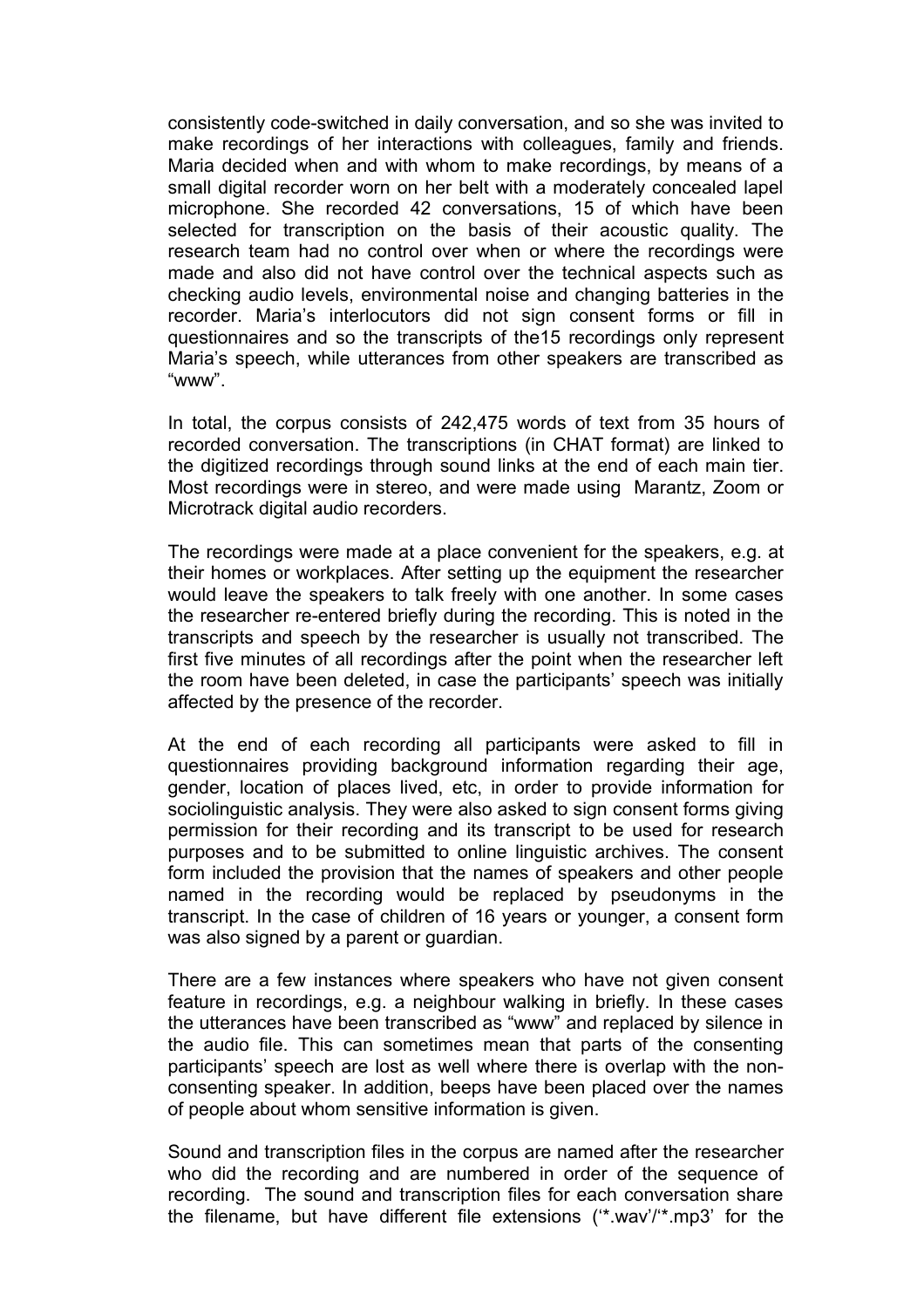consistently code-switched in daily conversation, and so she was invited to make recordings of her interactions with colleagues, family and friends. Maria decided when and with whom to make recordings, by means of a small digital recorder worn on her belt with a moderately concealed lapel microphone. She recorded 42 conversations, 15 of which have been selected for transcription on the basis of their acoustic quality. The research team had no control over when or where the recordings were made and also did not have control over the technical aspects such as checking audio levels, environmental noise and changing batteries in the recorder. Maria's interlocutors did not sign consent forms or fill in questionnaires and so the transcripts of the15 recordings only represent Maria's speech, while utterances from other speakers are transcribed as "www".

In total, the corpus consists of 242,475 words of text from 35 hours of recorded conversation. The transcriptions (in CHAT format) are linked to the digitized recordings through sound links at the end of each main tier. Most recordings were in stereo, and were made using Marantz, Zoom or Microtrack digital audio recorders.

The recordings were made at a place convenient for the speakers, e.g. at their homes or workplaces. After setting up the equipment the researcher would leave the speakers to talk freely with one another. In some cases the researcher re-entered briefly during the recording. This is noted in the transcripts and speech by the researcher is usually not transcribed. The first five minutes of all recordings after the point when the researcher left the room have been deleted, in case the participants' speech was initially affected by the presence of the recorder.

At the end of each recording all participants were asked to fill in questionnaires providing background information regarding their age, gender, location of places lived, etc, in order to provide information for sociolinguistic analysis. They were also asked to sign consent forms giving permission for their recording and its transcript to be used for research purposes and to be submitted to online linguistic archives. The consent form included the provision that the names of speakers and other people named in the recording would be replaced by pseudonyms in the transcript. In the case of children of 16 years or younger, a consent form was also signed by a parent or guardian.

There are a few instances where speakers who have not given consent feature in recordings, e.g. a neighbour walking in briefly. In these cases the utterances have been transcribed as "www" and replaced by silence in the audio file. This can sometimes mean that parts of the consenting participants' speech are lost as well where there is overlap with the non-consenting speaker. In addition, beeps have been placed over the names of people about whom sensitive information is given.

Sound and transcription files in the corpus are named after the researcher who did the recording and are numbered in order of the sequence of recording. The sound and transcription files for each conversation share the filename, but have different file extensions ('*.wav'/'*.mp3' for the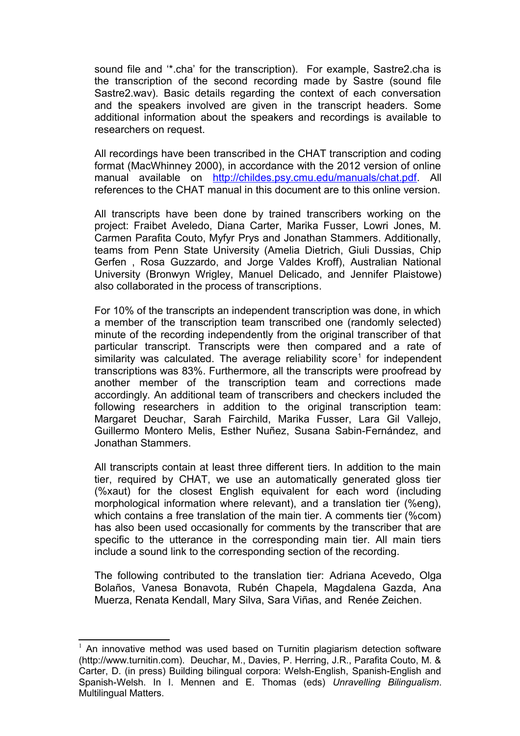sound file and '*.cha' for the transcription). For example, Sastre2.cha is the transcription of the second recording made by Sastre (sound file Sastre2.wav). Basic details regarding the context of each conversation and the speakers involved are given in the transcript headers. Some additional information about the speakers and recordings is available to researchers on request.

All recordings have been transcribed in the CHAT transcription and coding format (MacWhinney 2000), in accordance with the 2012 version of online manual available on http://childes.psy.cmu.edu/manuals/chat.pdf. All references to the CHAT manual in this document are to this online version.

All transcripts have been done by trained transcribers working on the project: Fraibet Aveledo, Diana Carter, Marika Fusser, Lowri Jones, M. Carmen Parafita Couto, Myfyr Prys and Jonathan Stammers. Additionally, teams from Penn State University (Amelia Dietrich, Giuli Dussias, Chip Gerfen , Rosa Guzzardo, and Jorge Valdes Kroff), Australian National University (Bronwyn Wrigley, Manuel Delicado, and Jennifer Plaistowe) also collaborated in the process of transcriptions.

For 10% of the transcripts an independent transcription was done, in which a member of the transcription team transcribed one (randomly selected) minute of the recording independently from the original transcriber of that particular transcript. Transcripts were then compared and a rate of similarity was calculated. The average reliability score[1] for independent transcriptions was 83%. Furthermore, all the transcripts were proofread by another member of the transcription team and corrections made accordingly. An additional team of transcribers and checkers included the following researchers in addition to the original transcription team: Margaret Deuchar, Sarah Fairchild, Marika Fusser, Lara Gil Vallejo, Guillermo Montero Melis, Esther Nuñez, Susana Sabin-Fernández, and Jonathan Stammers.

All transcripts contain at least three different tiers. In addition to the main tier, required by CHAT, we use an automatically generated gloss tier (%xaut) for the closest English equivalent for each word (including morphological information where relevant), and a translation tier (%eng), which contains a free translation of the main tier. A comments tier (%com) has also been used occasionally for comments by the transcriber that are specific to the utterance in the corresponding main tier. All main tiers include a sound link to the corresponding section of the recording.

The following contributed to the translation tier: Adriana Acevedo, Olga Bolaños, Vanesa Bonavota, Rubén Chapela, Magdalena Gazda, Ana Muerza, Renata Kendall, Mary Silva, Sara Viñas, and Renée Zeichen.

---

[1] An innovative method was used based on Turnitin plagiarism detection software (http://www.turnitin.com). Deuchar, M., Davies, P. Herring, J.R., Parafita Couto, M. & Carter, D. (in press) Building bilingual corpora: Welsh-English, Spanish-English and Spanish-Welsh. In I. Mennen and E. Thomas (eds) *Unravelling Bilingualism*. Multilingual Matters.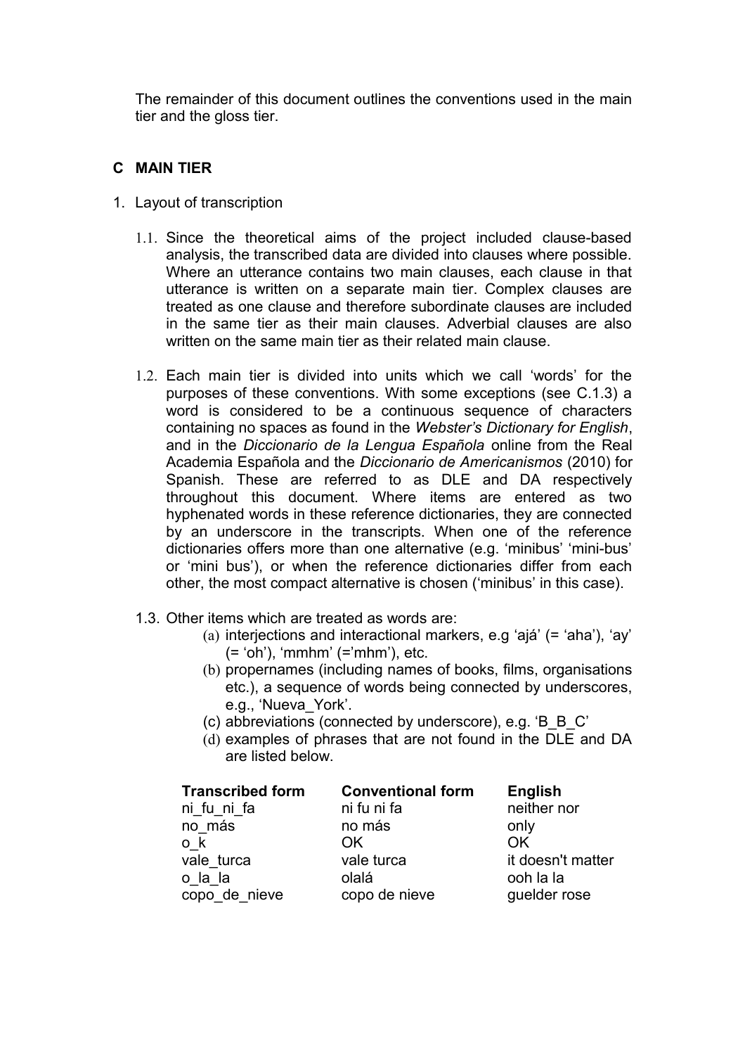The remainder of this document outlines the conventions used in the main tier and the gloss tier.

## C MAIN TIER

1. Layout of transcription

   1.1. Since the theoretical aims of the project included clause-based analysis, the transcribed data are divided into clauses where possible. Where an utterance contains two main clauses, each clause in that utterance is written on a separate main tier. Complex clauses are treated as one clause and therefore subordinate clauses are included in the same tier as their main clauses. Adverbial clauses are also written on the same main tier as their related main clause.

   1.2. Each main tier is divided into units which we call 'words' for the purposes of these conventions. With some exceptions (see C.1.3) a word is considered to be a continuous sequence of characters containing no spaces as found in the *Webster's Dictionary for English*, and in the *Diccionario de la Lengua Española* online from the Real Academia Española and the *Diccionario de Americanismos* (2010) for Spanish. These are referred to as DLE and DA respectively throughout this document. Where items are entered as two hyphenated words in these reference dictionaries, they are connected by an underscore in the transcripts. When one of the reference dictionaries offers more than one alternative (e.g. 'minibus' 'mini-bus' or 'mini bus'), or when the reference dictionaries differ from each other, the most compact alternative is chosen ('minibus' in this case).

   1.3. Other items which are treated as words are:
      (a) interjections and interactional markers, e.g 'ajá' (= 'aha'), 'ay' (= 'oh'), 'mmhm' (='mhm'), etc.
      (b) propernames (including names of books, films, organisations etc.), a sequence of words being connected by underscores, e.g., 'Nueva_York'.
      (c) abbreviations (connected by underscore), e.g. 'B_B_C'
      (d) examples of phrases that are not found in the DLE and DA are listed below.

| Transcribed form | Conventional form | English |
|---|---|---|
| ni_fu_ni_fa | ni fu ni fa | neither nor |
| no_más | no más | only |
| o_k | OK | OK |
| vale_turca | vale turca | it doesn't matter |
| o_la_la | olalá | ooh la la |
| copo_de_nieve | copo de nieve | guelder rose |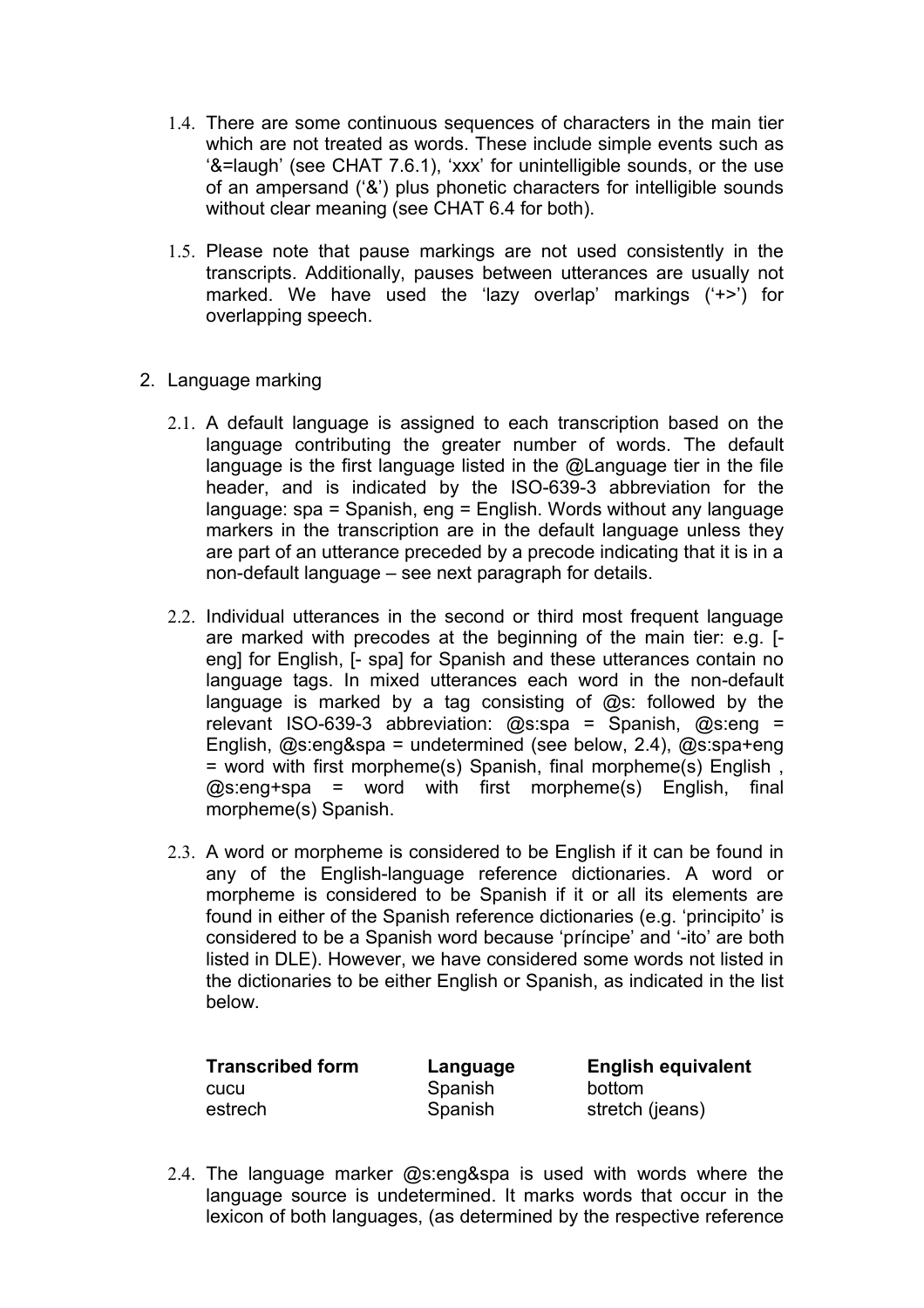1.4. There are some continuous sequences of characters in the main tier which are not treated as words. These include simple events such as '&=laugh' (see CHAT 7.6.1), 'xxx' for unintelligible sounds, or the use of an ampersand ('&') plus phonetic characters for intelligible sounds without clear meaning (see CHAT 6.4 for both).

1.5. Please note that pause markings are not used consistently in the transcripts. Additionally, pauses between utterances are usually not marked. We have used the 'lazy overlap' markings ('+>') for overlapping speech.

2. Language marking

2.1. A default language is assigned to each transcription based on the language contributing the greater number of words. The default language is the first language listed in the @Language tier in the file header, and is indicated by the ISO-639-3 abbreviation for the language: spa = Spanish, eng = English. Words without any language markers in the transcription are in the default language unless they are part of an utterance preceded by a precode indicating that it is in a non-default language – see next paragraph for details.

2.2. Individual utterances in the second or third most frequent language are marked with precodes at the beginning of the main tier: e.g. [- eng] for English, [- spa] for Spanish and these utterances contain no language tags. In mixed utterances each word in the non-default language is marked by a tag consisting of @s: followed by the relevant ISO-639-3 abbreviation: @s:spa = Spanish, @s:eng = English, @s:eng&spa = undetermined (see below, 2.4), @s:spa+eng = word with first morpheme(s) Spanish, final morpheme(s) English , @s:eng+spa = word with first morpheme(s) English, final morpheme(s) Spanish.

2.3. A word or morpheme is considered to be English if it can be found in any of the English-language reference dictionaries. A word or morpheme is considered to be Spanish if it or all its elements are found in either of the Spanish reference dictionaries (e.g. 'principito' is considered to be a Spanish word because 'príncipe' and '-ito' are both listed in DLE). However, we have considered some words not listed in the dictionaries to be either English or Spanish, as indicated in the list below.

| **Transcribed form** | **Language** | **English equivalent** |
|---|---|---|
| cucu | Spanish | bottom |
| estrech | Spanish | stretch (jeans) |

2.4. The language marker @s:eng&spa is used with words where the language source is undetermined. It marks words that occur in the lexicon of both languages, (as determined by the respective reference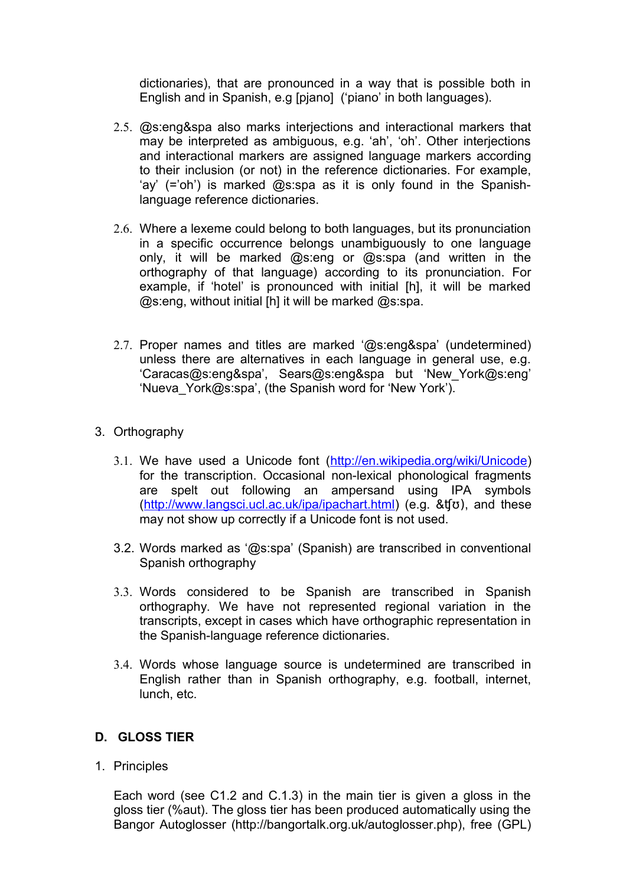dictionaries), that are pronounced in a way that is possible both in English and in Spanish, e.g [pjano] ('piano' in both languages).

2.5. @s:eng&spa also marks interjections and interactional markers that may be interpreted as ambiguous, e.g. 'ah', 'oh'. Other interjections and interactional markers are assigned language markers according to their inclusion (or not) in the reference dictionaries. For example, 'ay' (='oh') is marked @s:spa as it is only found in the Spanish-language reference dictionaries.

2.6. Where a lexeme could belong to both languages, but its pronunciation in a specific occurrence belongs unambiguously to one language only, it will be marked @s:eng or @s:spa (and written in the orthography of that language) according to its pronunciation. For example, if 'hotel' is pronounced with initial [h], it will be marked @s:eng, without initial [h] it will be marked @s:spa.

2.7. Proper names and titles are marked '@s:eng&spa' (undetermined) unless there are alternatives in each language in general use, e.g. 'Caracas@s:eng&spa', Sears@s:eng&spa but 'New_York@s:eng' 'Nueva_York@s:spa', (the Spanish word for 'New York').

3. Orthography

3.1. We have used a Unicode font (http://en.wikipedia.org/wiki/Unicode) for the transcription. Occasional non-lexical phonological fragments are spelt out following an ampersand using IPA symbols (http://www.langsci.ucl.ac.uk/ipa/ipachart.html) (e.g. &ʧʊ), and these may not show up correctly if a Unicode font is not used.

3.2. Words marked as '@s:spa' (Spanish) are transcribed in conventional Spanish orthography

3.3. Words considered to be Spanish are transcribed in Spanish orthography. We have not represented regional variation in the transcripts, except in cases which have orthographic representation in the Spanish-language reference dictionaries.

3.4. Words whose language source is undetermined are transcribed in English rather than in Spanish orthography, e.g. football, internet, lunch, etc.

## D. GLOSS TIER

1. Principles

Each word (see C1.2 and C.1.3) in the main tier is given a gloss in the gloss tier (%aut). The gloss tier has been produced automatically using the Bangor Autoglosser (http://bangortalk.org.uk/autoglosser.php), free (GPL)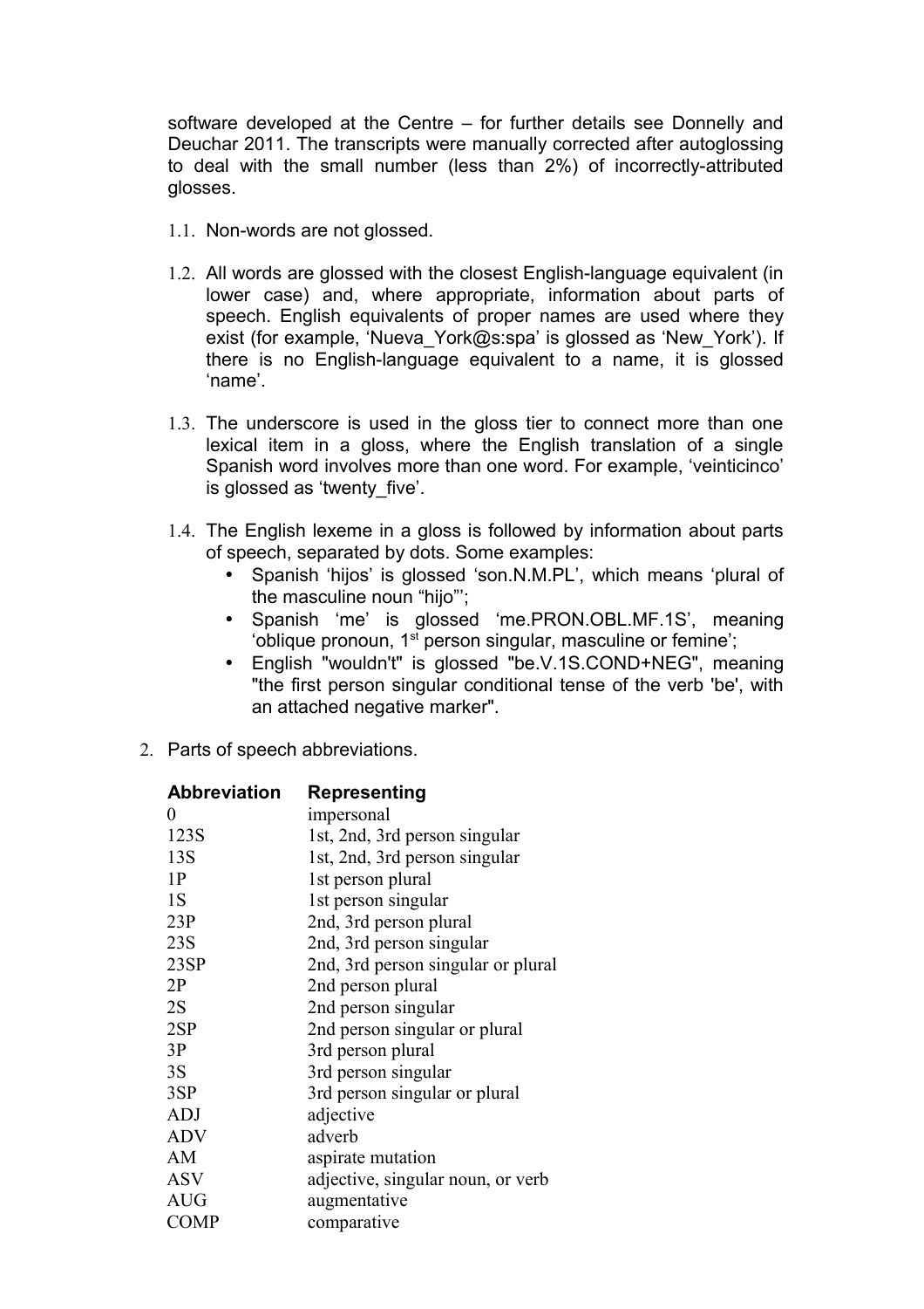software developed at the Centre – for further details see Donnelly and Deuchar 2011. The transcripts were manually corrected after autoglossing to deal with the small number (less than 2%) of incorrectly-attributed glosses.

1.1. Non-words are not glossed.

1.2. All words are glossed with the closest English-language equivalent (in lower case) and, where appropriate, information about parts of speech. English equivalents of proper names are used where they exist (for example, 'Nueva_York@s:spa' is glossed as 'New_York'). If there is no English-language equivalent to a name, it is glossed 'name'.

1.3. The underscore is used in the gloss tier to connect more than one lexical item in a gloss, where the English translation of a single Spanish word involves more than one word. For example, 'veinticinco' is glossed as 'twenty_five'.

1.4. The English lexeme in a gloss is followed by information about parts of speech, separated by dots. Some examples:
   - Spanish 'hijos' is glossed 'son.N.M.PL', which means 'plural of the masculine noun "hijo"';
   - Spanish 'me' is glossed 'me.PRON.OBL.MF.1S', meaning 'oblique pronoun, 1st person singular, masculine or femine';
   - English "wouldn't" is glossed "be.V.1S.COND+NEG", meaning "the first person singular conditional tense of the verb 'be', with an attached negative marker".

2. Parts of speech abbreviations.

| Abbreviation | Representing |
|---|---|
| 0 | impersonal |
| 123S | 1st, 2nd, 3rd person singular |
| 13S | 1st, 2nd, 3rd person singular |
| 1P | 1st person plural |
| 1S | 1st person singular |
| 23P | 2nd, 3rd person plural |
| 23S | 2nd, 3rd person singular |
| 23SP | 2nd, 3rd person singular or plural |
| 2P | 2nd person plural |
| 2S | 2nd person singular |
| 2SP | 2nd person singular or plural |
| 3P | 3rd person plural |
| 3S | 3rd person singular |
| 3SP | 3rd person singular or plural |
| ADJ | adjective |
| ADV | adverb |
| AM | aspirate mutation |
| ASV | adjective, singular noun, or verb |
| AUG | augmentative |
| COMP | comparative |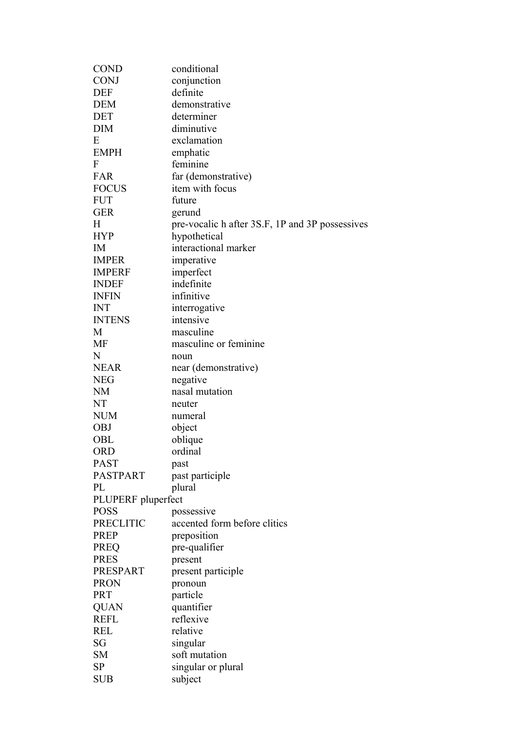| | |
|---|---|
| COND | conditional |
| CONJ | conjunction |
| DEF | definite |
| DEM | demonstrative |
| DET | determiner |
| DIM | diminutive |
| E | exclamation |
| EMPH | emphatic |
| F | feminine |
| FAR | far (demonstrative) |
| FOCUS | item with focus |
| FUT | future |
| GER | gerund |
| H | pre-vocalic h after 3S.F, 1P and 3P possessives |
| HYP | hypothetical |
| IM | interactional marker |
| IMPER | imperative |
| IMPERF | imperfect |
| INDEF | indefinite |
| INFIN | infinitive |
| INT | interrogative |
| INTENS | intensive |
| M | masculine |
| MF | masculine or feminine |
| N | noun |
| NEAR | near (demonstrative) |
| NEG | negative |
| NM | nasal mutation |
| NT | neuter |
| NUM | numeral |
| OBJ | object |
| OBL | oblique |
| ORD | ordinal |
| PAST | past |
| PASTPART | past participle |
| PL | plural |
| PLUPERF | pluperfect |
| POSS | possessive |
| PRECLITIC | accented form before clitics |
| PREP | preposition |
| PREQ | pre-qualifier |
| PRES | present |
| PRESPART | present participle |
| PRON | pronoun |
| PRT | particle |
| QUAN | quantifier |
| REFL | reflexive |
| REL | relative |
| SG | singular |
| SM | soft mutation |
| SP | singular or plural |
| SUB | subject |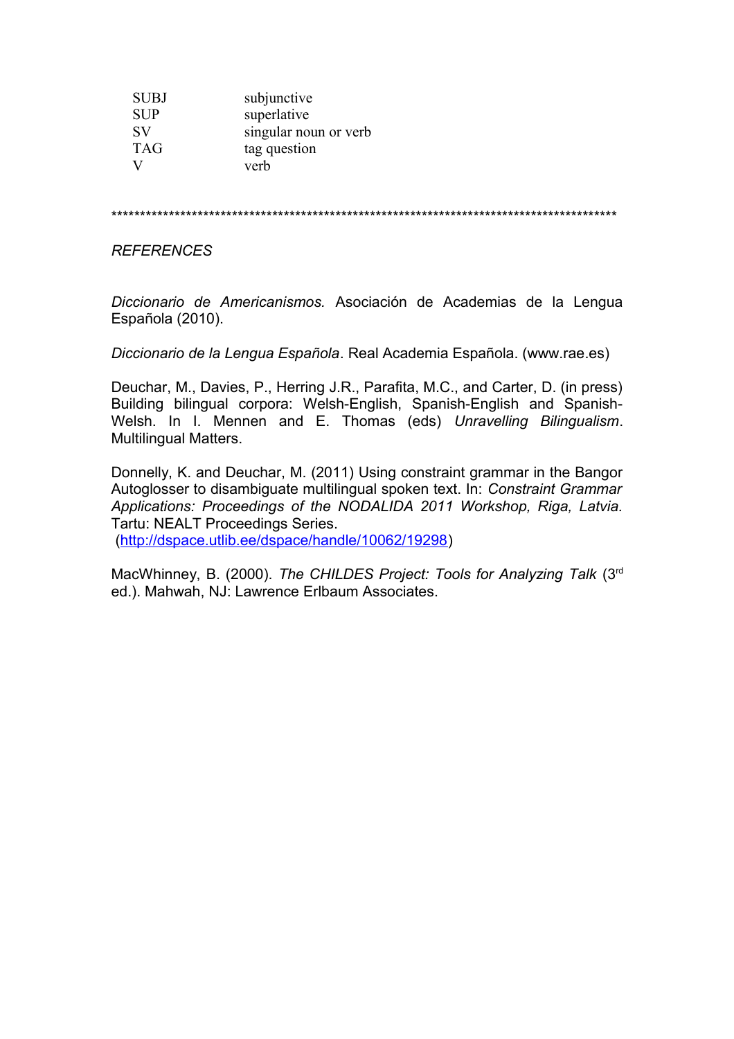| | |
|---|---|
| SUBJ | subjunctive |
| SUP | superlative |
| SV | singular noun or verb |
| TAG | tag question |
| V | verb |

*****************************************************************************************

*REFERENCES*

*Diccionario de Americanismos.* Asociación de Academias de la Lengua Española (2010).

*Diccionario de la Lengua Española*. Real Academia Española. (www.rae.es)

Deuchar, M., Davies, P., Herring J.R., Parafita, M.C., and Carter, D. (in press) Building bilingual corpora: Welsh-English, Spanish-English and Spanish-Welsh. In I. Mennen and E. Thomas (eds) *Unravelling Bilingualism*. Multilingual Matters.

Donnelly, K. and Deuchar, M. (2011) Using constraint grammar in the Bangor Autoglosser to disambiguate multilingual spoken text. In: *Constraint Grammar Applications: Proceedings of the NODALIDA 2011 Workshop, Riga, Latvia.* Tartu: NEALT Proceedings Series.
(http://dspace.utlib.ee/dspace/handle/10062/19298)

MacWhinney, B. (2000). *The CHILDES Project: Tools for Analyzing Talk* (3rd ed.). Mahwah, NJ: Lawrence Erlbaum Associates.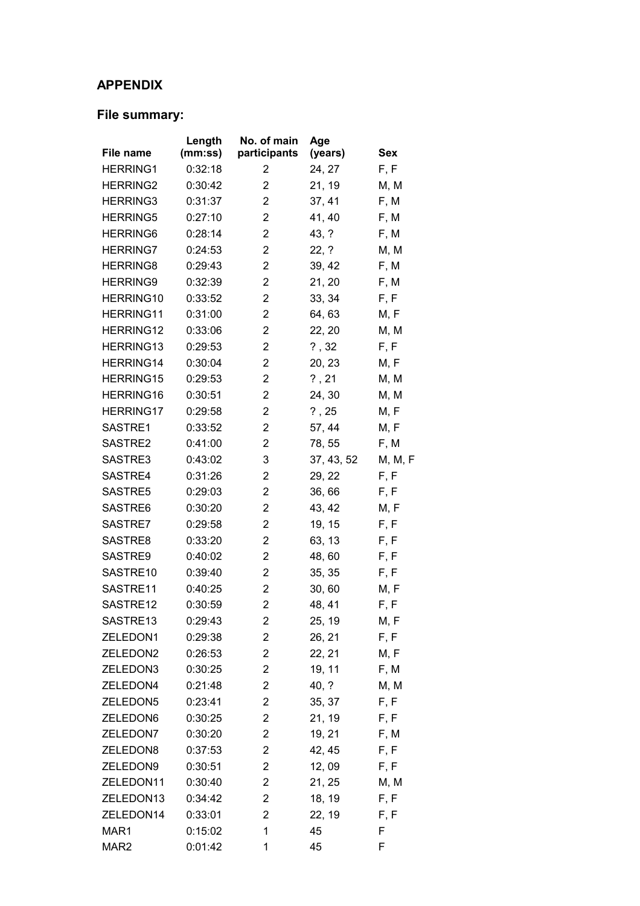## APPENDIX

### File summary:

| File name | Length (mm:ss) | No. of main participants | Age (years) | Sex |
|---|---|---|---|---|
| HERRING1 | 0:32:18 | 2 | 24, 27 | F, F |
| HERRING2 | 0:30:42 | 2 | 21, 19 | M, M |
| HERRING3 | 0:31:37 | 2 | 37, 41 | F, M |
| HERRING5 | 0:27:10 | 2 | 41, 40 | F, M |
| HERRING6 | 0:28:14 | 2 | 43, ? | F, M |
| HERRING7 | 0:24:53 | 2 | 22, ? | M, M |
| HERRING8 | 0:29:43 | 2 | 39, 42 | F, M |
| HERRING9 | 0:32:39 | 2 | 21, 20 | F, M |
| HERRING10 | 0:33:52 | 2 | 33, 34 | F, F |
| HERRING11 | 0:31:00 | 2 | 64, 63 | M, F |
| HERRING12 | 0:33:06 | 2 | 22, 20 | M, M |
| HERRING13 | 0:29:53 | 2 | ? , 32 | F, F |
| HERRING14 | 0:30:04 | 2 | 20, 23 | M, F |
| HERRING15 | 0:29:53 | 2 | ? , 21 | M, M |
| HERRING16 | 0:30:51 | 2 | 24, 30 | M, M |
| HERRING17 | 0:29:58 | 2 | ? , 25 | M, F |
| SASTRE1 | 0:33:52 | 2 | 57, 44 | M, F |
| SASTRE2 | 0:41:00 | 2 | 78, 55 | F, M |
| SASTRE3 | 0:43:02 | 3 | 37, 43, 52 | M, M, F |
| SASTRE4 | 0:31:26 | 2 | 29, 22 | F, F |
| SASTRE5 | 0:29:03 | 2 | 36, 66 | F, F |
| SASTRE6 | 0:30:20 | 2 | 43, 42 | M, F |
| SASTRE7 | 0:29:58 | 2 | 19, 15 | F, F |
| SASTRE8 | 0:33:20 | 2 | 63, 13 | F, F |
| SASTRE9 | 0:40:02 | 2 | 48, 60 | F, F |
| SASTRE10 | 0:39:40 | 2 | 35, 35 | F, F |
| SASTRE11 | 0:40:25 | 2 | 30, 60 | M, F |
| SASTRE12 | 0:30:59 | 2 | 48, 41 | F, F |
| SASTRE13 | 0:29:43 | 2 | 25, 19 | M, F |
| ZELEDON1 | 0:29:38 | 2 | 26, 21 | F, F |
| ZELEDON2 | 0:26:53 | 2 | 22, 21 | M, F |
| ZELEDON3 | 0:30:25 | 2 | 19, 11 | F, M |
| ZELEDON4 | 0:21:48 | 2 | 40, ? | M, M |
| ZELEDON5 | 0:23:41 | 2 | 35, 37 | F, F |
| ZELEDON6 | 0:30:25 | 2 | 21, 19 | F, F |
| ZELEDON7 | 0:30:20 | 2 | 19, 21 | F, M |
| ZELEDON8 | 0:37:53 | 2 | 42, 45 | F, F |
| ZELEDON9 | 0:30:51 | 2 | 12, 09 | F, F |
| ZELEDON11 | 0:30:40 | 2 | 21, 25 | M, M |
| ZELEDON13 | 0:34:42 | 2 | 18, 19 | F, F |
| ZELEDON14 | 0:33:01 | 2 | 22, 19 | F, F |
| MAR1 | 0:15:02 | 1 | 45 | F |
| MAR2 | 0:01:42 | 1 | 45 | F |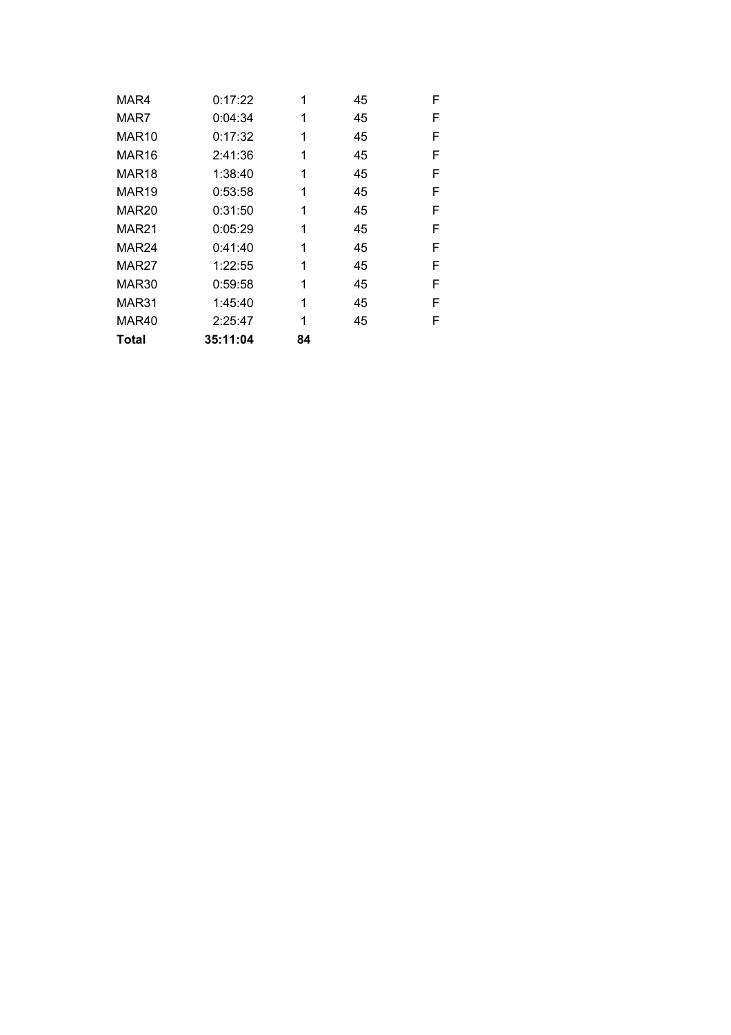| | | | | |
|---|---|---|---|---|
| MAR4 | 0:17:22 | 1 | 45 | F |
| MAR7 | 0:04:34 | 1 | 45 | F |
| MAR10 | 0:17:32 | 1 | 45 | F |
| MAR16 | 2:41:36 | 1 | 45 | F |
| MAR18 | 1:38:40 | 1 | 45 | F |
| MAR19 | 0:53:58 | 1 | 45 | F |
| MAR20 | 0:31:50 | 1 | 45 | F |
| MAR21 | 0:05:29 | 1 | 45 | F |
| MAR24 | 0:41:40 | 1 | 45 | F |
| MAR27 | 1:22:55 | 1 | 45 | F |
| MAR30 | 0:59:58 | 1 | 45 | F |
| MAR31 | 1:45:40 | 1 | 45 | F |
| MAR40 | 2:25:47 | 1 | 45 | F |
| **Total** | **35:11:04** | **84** | | |